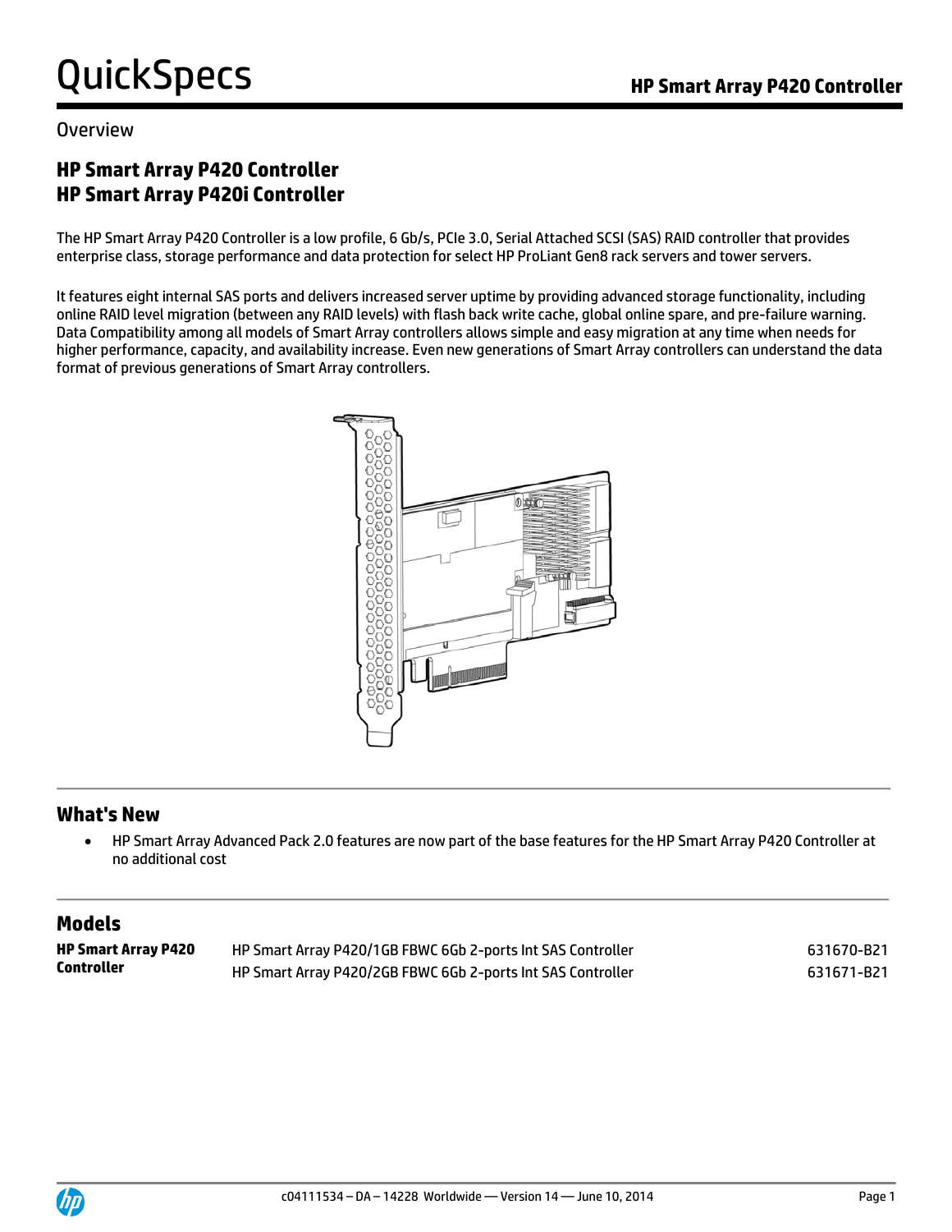# HP Smart Array P420 Controller

## Overview

## HP Smart Array P420 Controller
## HP Smart Array P420i Controller

The HP Smart Array P420 Controller is a low profile, 6 Gb/s, PCIe 3.0, Serial Attached SCSI (SAS) RAID controller that provides enterprise class, storage performance and data protection for select HP ProLiant Gen8 rack servers and tower servers.

It features eight internal SAS ports and delivers increased server uptime by providing advanced storage functionality, including online RAID level migration (between any RAID levels) with flash back write cache, global online spare, and pre-failure warning. Data Compatibility among all models of Smart Array controllers allows simple and easy migration at any time when needs for higher performance, capacity, and availability increase. Even new generations of Smart Array controllers can understand the data format of previous generations of Smart Array controllers.

## What's New

- HP Smart Array Advanced Pack 2.0 features are now part of the base features for the HP Smart Array P420 Controller at no additional cost

## Models

| | | |
|---|---|---|
| **HP Smart Array P420 Controller** | HP Smart Array P420/1GB FBWC 6Gb 2-ports Int SAS Controller | 631670-B21 |
| | HP Smart Array P420/2GB FBWC 6Gb 2-ports Int SAS Controller | 631671-B21 |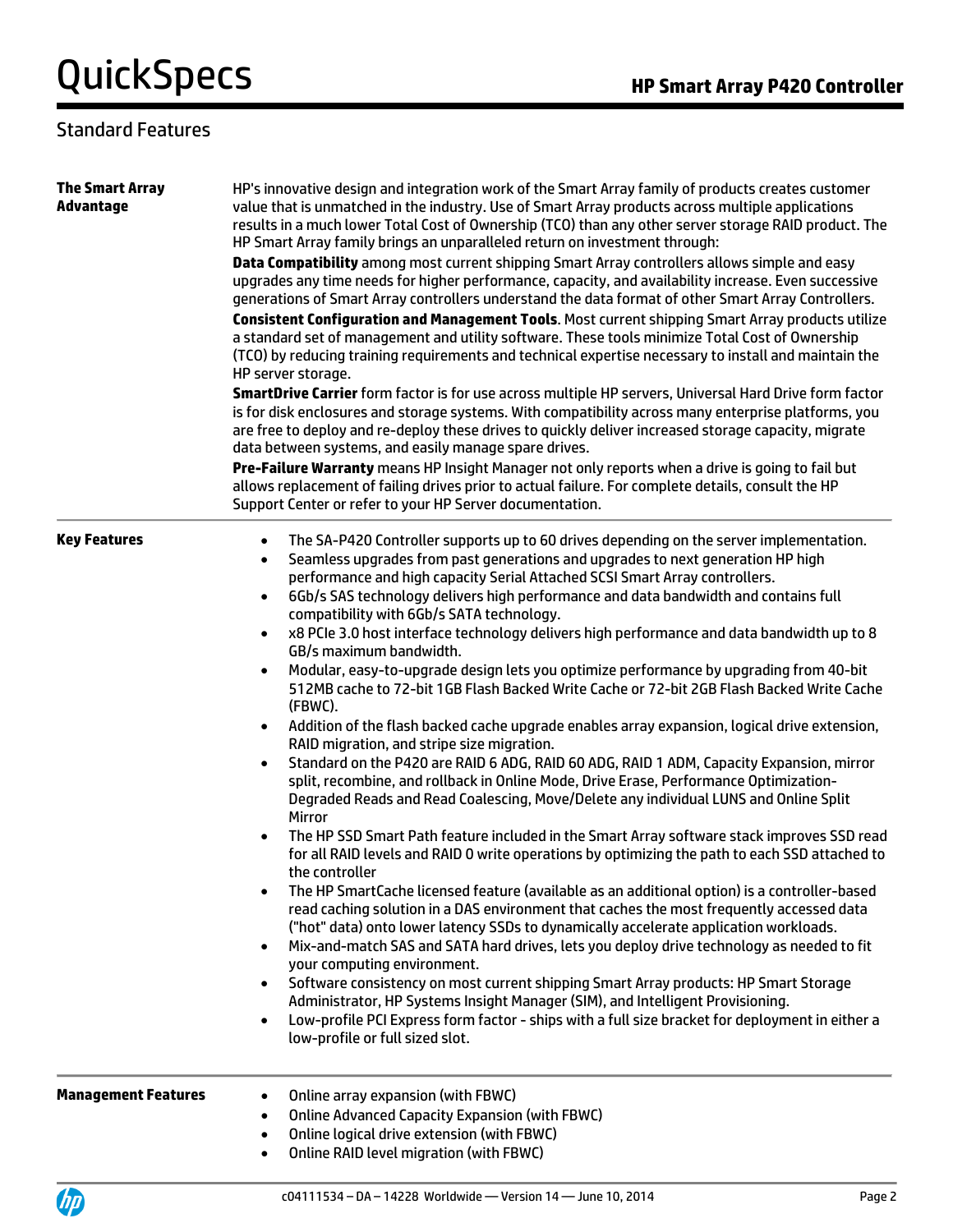## Standard Features

### The Smart Array Advantage

HP's innovative design and integration work of the Smart Array family of products creates customer value that is unmatched in the industry. Use of Smart Array products across multiple applications results in a much lower Total Cost of Ownership (TCO) than any other server storage RAID product. The HP Smart Array family brings an unparalleled return on investment through:

**Data Compatibility** among most current shipping Smart Array controllers allows simple and easy upgrades any time needs for higher performance, capacity, and availability increase. Even successive generations of Smart Array controllers understand the data format of other Smart Array Controllers.

**Consistent Configuration and Management Tools**. Most current shipping Smart Array products utilize a standard set of management and utility software. These tools minimize Total Cost of Ownership (TCO) by reducing training requirements and technical expertise necessary to install and maintain the HP server storage.

**SmartDrive Carrier** form factor is for use across multiple HP servers, Universal Hard Drive form factor is for disk enclosures and storage systems. With compatibility across many enterprise platforms, you are free to deploy and re-deploy these drives to quickly deliver increased storage capacity, migrate data between systems, and easily manage spare drives.

**Pre-Failure Warranty** means HP Insight Manager not only reports when a drive is going to fail but allows replacement of failing drives prior to actual failure. For complete details, consult the HP Support Center or refer to your HP Server documentation.

### Key Features

- The SA-P420 Controller supports up to 60 drives depending on the server implementation.
- Seamless upgrades from past generations and upgrades to next generation HP high performance and high capacity Serial Attached SCSI Smart Array controllers.
- 6Gb/s SAS technology delivers high performance and data bandwidth and contains full compatibility with 6Gb/s SATA technology.
- x8 PCIe 3.0 host interface technology delivers high performance and data bandwidth up to 8 GB/s maximum bandwidth.
- Modular, easy-to-upgrade design lets you optimize performance by upgrading from 40-bit 512MB cache to 72-bit 1GB Flash Backed Write Cache or 72-bit 2GB Flash Backed Write Cache (FBWC).
- Addition of the flash backed cache upgrade enables array expansion, logical drive extension, RAID migration, and stripe size migration.
- Standard on the P420 are RAID 6 ADG, RAID 60 ADG, RAID 1 ADM, Capacity Expansion, mirror split, recombine, and rollback in Online Mode, Drive Erase, Performance Optimization-Degraded Reads and Read Coalescing, Move/Delete any individual LUNS and Online Split Mirror
- The HP SSD Smart Path feature included in the Smart Array software stack improves SSD read for all RAID levels and RAID 0 write operations by optimizing the path to each SSD attached to the controller
- The HP SmartCache licensed feature (available as an additional option) is a controller-based read caching solution in a DAS environment that caches the most frequently accessed data ("hot" data) onto lower latency SSDs to dynamically accelerate application workloads.
- Mix-and-match SAS and SATA hard drives, lets you deploy drive technology as needed to fit your computing environment.
- Software consistency on most current shipping Smart Array products: HP Smart Storage Administrator, HP Systems Insight Manager (SIM), and Intelligent Provisioning.
- Low-profile PCI Express form factor - ships with a full size bracket for deployment in either a low-profile or full sized slot.

### Management Features

- Online array expansion (with FBWC)
- Online Advanced Capacity Expansion (with FBWC)
- Online logical drive extension (with FBWC)
- Online RAID level migration (with FBWC)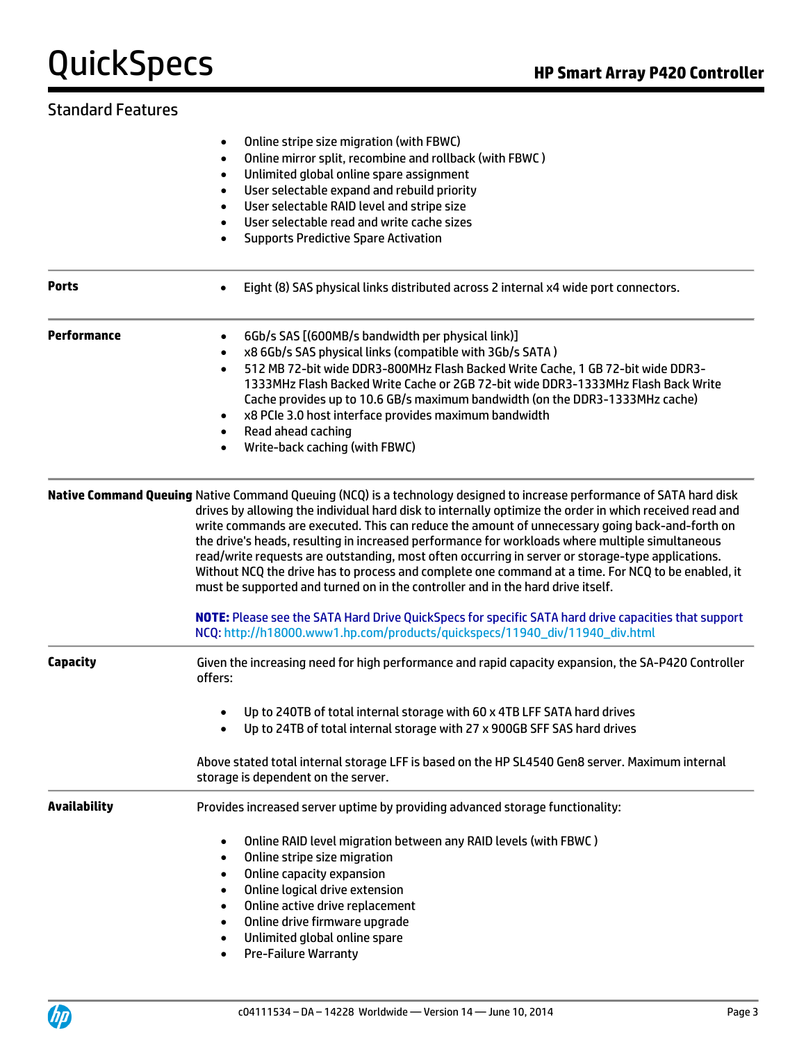## Standard Features

- Online stripe size migration (with FBWC)
- Online mirror split, recombine and rollback (with FBWC )
- Unlimited global online spare assignment
- User selectable expand and rebuild priority
- User selectable RAID level and stripe size
- User selectable read and write cache sizes
- Supports Predictive Spare Activation

**Ports**

- Eight (8) SAS physical links distributed across 2 internal x4 wide port connectors.

**Performance**

- 6Gb/s SAS [(600MB/s bandwidth per physical link)]
- x8 6Gb/s SAS physical links (compatible with 3Gb/s SATA )
- 512 MB 72-bit wide DDR3-800MHz Flash Backed Write Cache, 1 GB 72-bit wide DDR3-1333MHz Flash Backed Write Cache or 2GB 72-bit wide DDR3-1333MHz Flash Back Write Cache provides up to 10.6 GB/s maximum bandwidth (on the DDR3-1333MHz cache)
- x8 PCIe 3.0 host interface provides maximum bandwidth
- Read ahead caching
- Write-back caching (with FBWC)

**Native Command Queuing**

Native Command Queuing (NCQ) is a technology designed to increase performance of SATA hard disk drives by allowing the individual hard disk to internally optimize the order in which received read and write commands are executed. This can reduce the amount of unnecessary going back-and-forth on the drive's heads, resulting in increased performance for workloads where multiple simultaneous read/write requests are outstanding, most often occurring in server or storage-type applications. Without NCQ the drive has to process and complete one command at a time. For NCQ to be enabled, it must be supported and turned on in the controller and in the hard drive itself.

**NOTE:** Please see the SATA Hard Drive QuickSpecs for specific SATA hard drive capacities that support NCQ: http://h18000.www1.hp.com/products/quickspecs/11940_div/11940_div.html

**Capacity**

Given the increasing need for high performance and rapid capacity expansion, the SA-P420 Controller offers:

- Up to 240TB of total internal storage with 60 x 4TB LFF SATA hard drives
- Up to 24TB of total internal storage with 27 x 900GB SFF SAS hard drives

Above stated total internal storage LFF is based on the HP SL4540 Gen8 server. Maximum internal storage is dependent on the server.

**Availability**

Provides increased server uptime by providing advanced storage functionality:

- Online RAID level migration between any RAID levels (with FBWC )
- Online stripe size migration
- Online capacity expansion
- Online logical drive extension
- Online active drive replacement
- Online drive firmware upgrade
- Unlimited global online spare
- Pre-Failure Warranty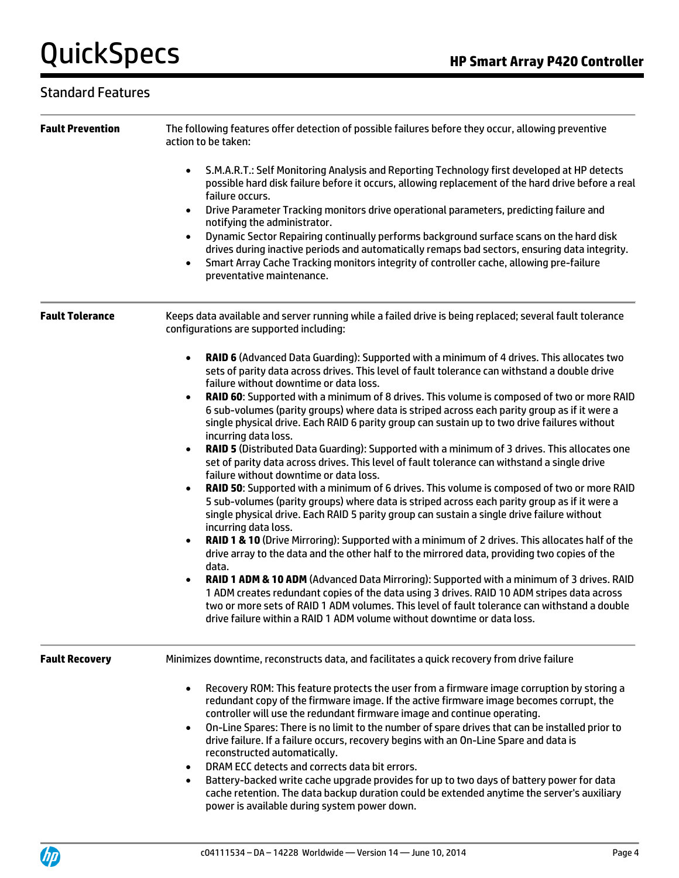## Standard Features

**Fault Prevention**

The following features offer detection of possible failures before they occur, allowing preventive action to be taken:

- S.M.A.R.T.: Self Monitoring Analysis and Reporting Technology first developed at HP detects possible hard disk failure before it occurs, allowing replacement of the hard drive before a real failure occurs.
- Drive Parameter Tracking monitors drive operational parameters, predicting failure and notifying the administrator.
- Dynamic Sector Repairing continually performs background surface scans on the hard disk drives during inactive periods and automatically remaps bad sectors, ensuring data integrity.
- Smart Array Cache Tracking monitors integrity of controller cache, allowing pre-failure preventative maintenance.

**Fault Tolerance**

Keeps data available and server running while a failed drive is being replaced; several fault tolerance configurations are supported including:

- **RAID 6** (Advanced Data Guarding): Supported with a minimum of 4 drives. This allocates two sets of parity data across drives. This level of fault tolerance can withstand a double drive failure without downtime or data loss.
- **RAID 60**: Supported with a minimum of 8 drives. This volume is composed of two or more RAID 6 sub-volumes (parity groups) where data is striped across each parity group as if it were a single physical drive. Each RAID 6 parity group can sustain up to two drive failures without incurring data loss.
- **RAID 5** (Distributed Data Guarding): Supported with a minimum of 3 drives. This allocates one set of parity data across drives. This level of fault tolerance can withstand a single drive failure without downtime or data loss.
- **RAID 50**: Supported with a minimum of 6 drives. This volume is composed of two or more RAID 5 sub-volumes (parity groups) where data is striped across each parity group as if it were a single physical drive. Each RAID 5 parity group can sustain a single drive failure without incurring data loss.
- **RAID 1 & 10** (Drive Mirroring): Supported with a minimum of 2 drives. This allocates half of the drive array to the data and the other half to the mirrored data, providing two copies of the data.
- **RAID 1 ADM & 10 ADM** (Advanced Data Mirroring): Supported with a minimum of 3 drives. RAID 1 ADM creates redundant copies of the data using 3 drives. RAID 10 ADM stripes data across two or more sets of RAID 1 ADM volumes. This level of fault tolerance can withstand a double drive failure within a RAID 1 ADM volume without downtime or data loss.

**Fault Recovery**

Minimizes downtime, reconstructs data, and facilitates a quick recovery from drive failure

- Recovery ROM: This feature protects the user from a firmware image corruption by storing a redundant copy of the firmware image. If the active firmware image becomes corrupt, the controller will use the redundant firmware image and continue operating.
- On-Line Spares: There is no limit to the number of spare drives that can be installed prior to drive failure. If a failure occurs, recovery begins with an On-Line Spare and data is reconstructed automatically.
- DRAM ECC detects and corrects data bit errors.
- Battery-backed write cache upgrade provides for up to two days of battery power for data cache retention. The data backup duration could be extended anytime the server's auxiliary power is available during system power down.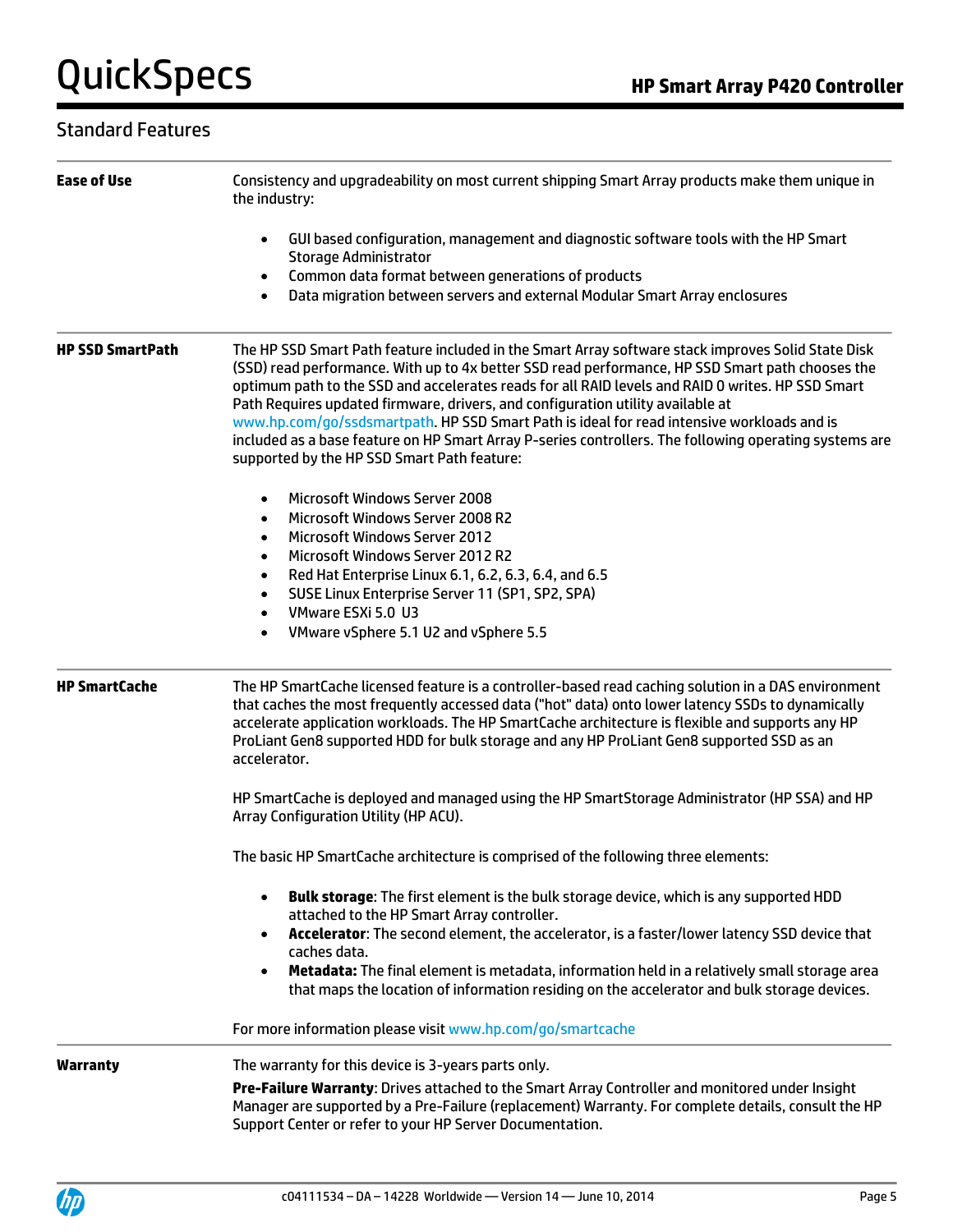## Standard Features

### Ease of Use

Consistency and upgradeability on most current shipping Smart Array products make them unique in the industry:

- GUI based configuration, management and diagnostic software tools with the HP Smart Storage Administrator
- Common data format between generations of products
- Data migration between servers and external Modular Smart Array enclosures

### HP SSD SmartPath

The HP SSD Smart Path feature included in the Smart Array software stack improves Solid State Disk (SSD) read performance. With up to 4x better SSD read performance, HP SSD Smart path chooses the optimum path to the SSD and accelerates reads for all RAID levels and RAID 0 writes. HP SSD Smart Path Requires updated firmware, drivers, and configuration utility available at www.hp.com/go/ssdsmartpath. HP SSD Smart Path is ideal for read intensive workloads and is included as a base feature on HP Smart Array P-series controllers. The following operating systems are supported by the HP SSD Smart Path feature:

- Microsoft Windows Server 2008
- Microsoft Windows Server 2008 R2
- Microsoft Windows Server 2012
- Microsoft Windows Server 2012 R2
- Red Hat Enterprise Linux 6.1, 6.2, 6.3, 6.4, and 6.5
- SUSE Linux Enterprise Server 11 (SP1, SP2, SPA)
- VMware ESXi 5.0 U3
- VMware vSphere 5.1 U2 and vSphere 5.5

### HP SmartCache

The HP SmartCache licensed feature is a controller-based read caching solution in a DAS environment that caches the most frequently accessed data ("hot" data) onto lower latency SSDs to dynamically accelerate application workloads. The HP SmartCache architecture is flexible and supports any HP ProLiant Gen8 supported HDD for bulk storage and any HP ProLiant Gen8 supported SSD as an accelerator.

HP SmartCache is deployed and managed using the HP SmartStorage Administrator (HP SSA) and HP Array Configuration Utility (HP ACU).

The basic HP SmartCache architecture is comprised of the following three elements:

- **Bulk storage**: The first element is the bulk storage device, which is any supported HDD attached to the HP Smart Array controller.
- **Accelerator**: The second element, the accelerator, is a faster/lower latency SSD device that caches data.
- **Metadata:** The final element is metadata, information held in a relatively small storage area that maps the location of information residing on the accelerator and bulk storage devices.

For more information please visit www.hp.com/go/smartcache

### Warranty

The warranty for this device is 3-years parts only.

**Pre-Failure Warranty**: Drives attached to the Smart Array Controller and monitored under Insight Manager are supported by a Pre-Failure (replacement) Warranty. For complete details, consult the HP Support Center or refer to your HP Server Documentation.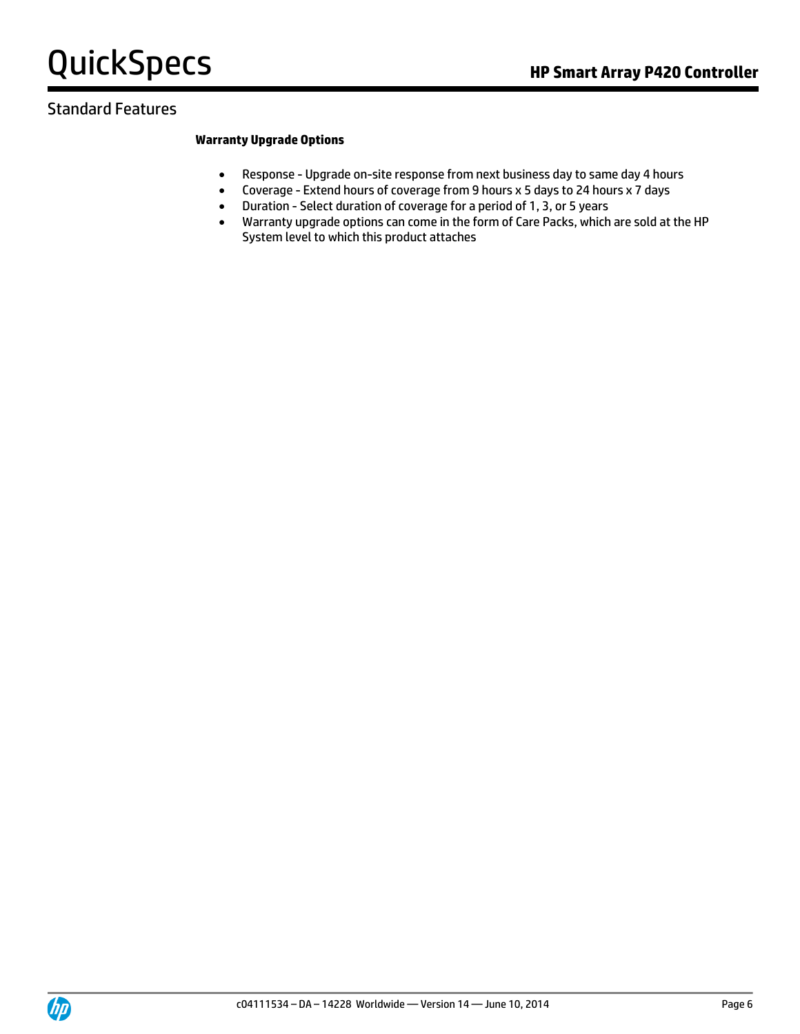## Standard Features

**Warranty Upgrade Options**

- Response - Upgrade on-site response from next business day to same day 4 hours
- Coverage - Extend hours of coverage from 9 hours x 5 days to 24 hours x 7 days
- Duration - Select duration of coverage for a period of 1, 3, or 5 years
- Warranty upgrade options can come in the form of Care Packs, which are sold at the HP System level to which this product attaches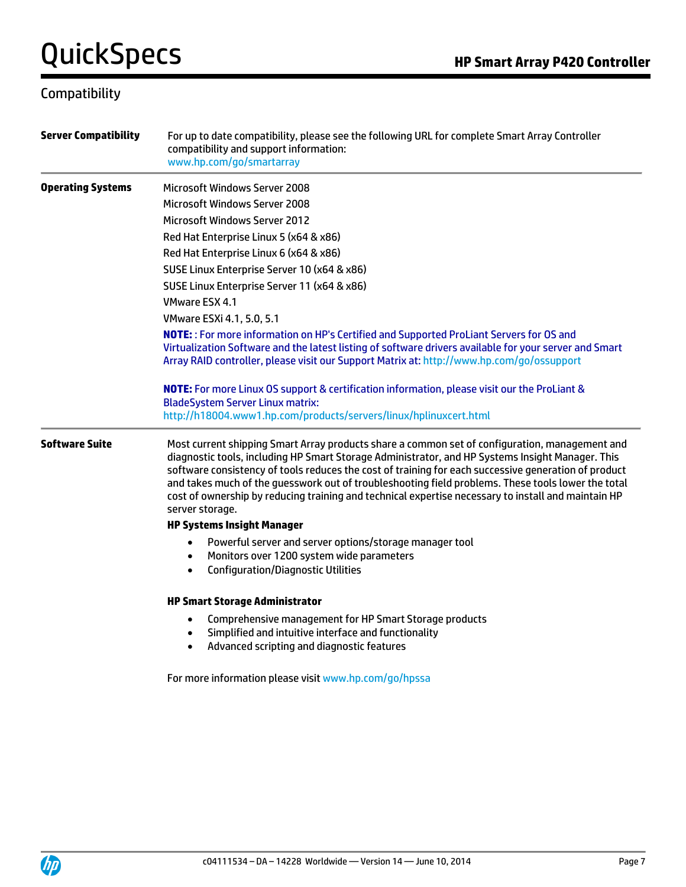## Compatibility

| | |
|---|---|
| **Server Compatibility** | For up to date compatibility, please see the following URL for complete Smart Array Controller compatibility and support information:<br>www.hp.com/go/smartarray |
| **Operating Systems** | Microsoft Windows Server 2008<br>Microsoft Windows Server 2008<br>Microsoft Windows Server 2012<br>Red Hat Enterprise Linux 5 (x64 & x86)<br>Red Hat Enterprise Linux 6 (x64 & x86)<br>SUSE Linux Enterprise Server 10 (x64 & x86)<br>SUSE Linux Enterprise Server 11 (x64 & x86)<br>VMware ESX 4.1<br>VMware ESXi 4.1, 5.0, 5.1<br>**NOTE:** : For more information on HP's Certified and Supported ProLiant Servers for OS and Virtualization Software and the latest listing of software drivers available for your server and Smart Array RAID controller, please visit our Support Matrix at: http://www.hp.com/go/ossupport<br><br>**NOTE:** For more Linux OS support & certification information, please visit our the ProLiant & BladeSystem Server Linux matrix:<br>http://h18004.www1.hp.com/products/servers/linux/hplinuxcert.html |

**Software Suite**

Most current shipping Smart Array products share a common set of configuration, management and diagnostic tools, including HP Smart Storage Administrator, and HP Systems Insight Manager. This software consistency of tools reduces the cost of training for each successive generation of product and takes much of the guesswork out of troubleshooting field problems. These tools lower the total cost of ownership by reducing training and technical expertise necessary to install and maintain HP server storage.

**HP Systems Insight Manager**

- Powerful server and server options/storage manager tool
- Monitors over 1200 system wide parameters
- Configuration/Diagnostic Utilities

**HP Smart Storage Administrator**

- Comprehensive management for HP Smart Storage products
- Simplified and intuitive interface and functionality
- Advanced scripting and diagnostic features

For more information please visit www.hp.com/go/hpssa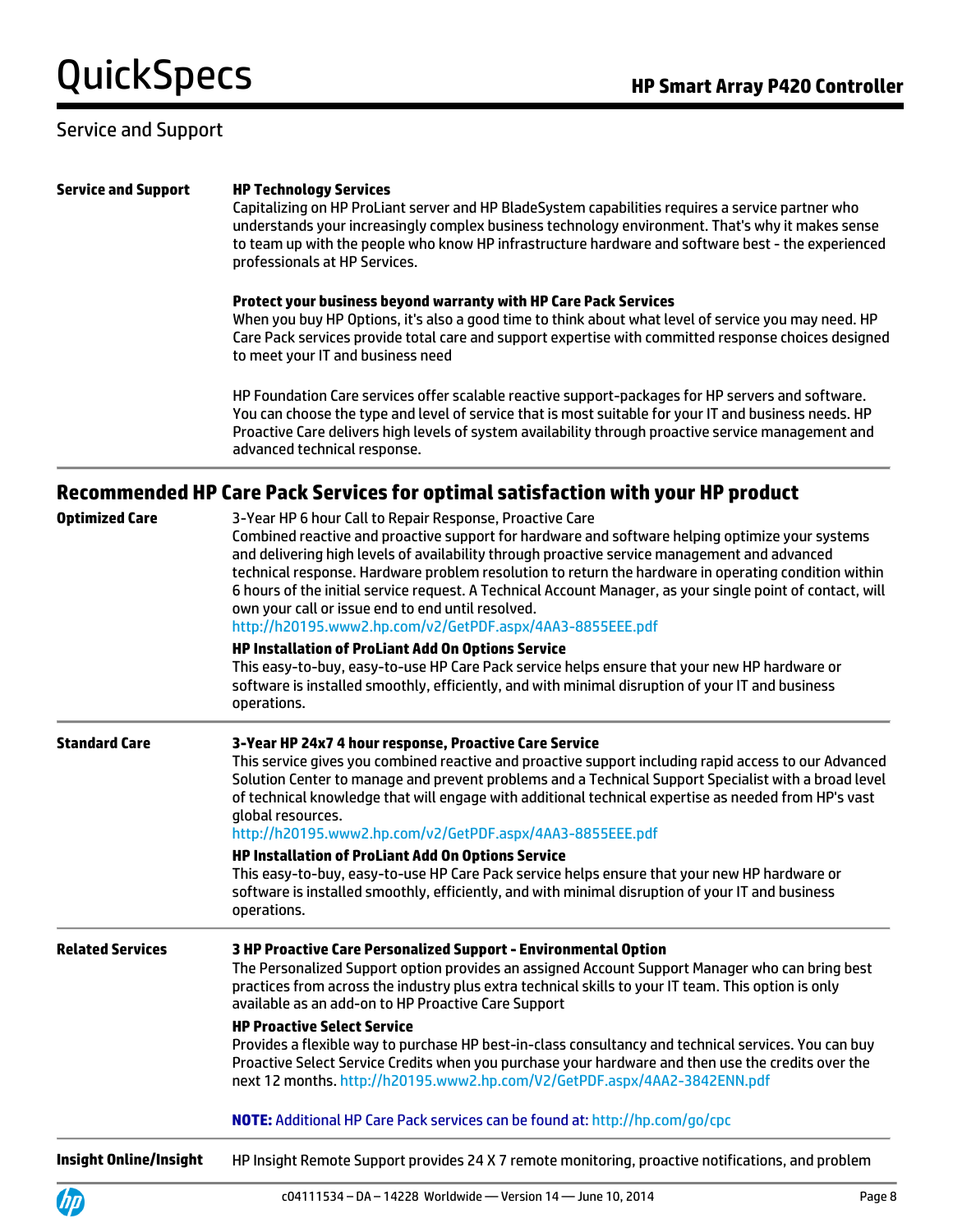## Service and Support

**Service and Support**

**HP Technology Services**

Capitalizing on HP ProLiant server and HP BladeSystem capabilities requires a service partner who understands your increasingly complex business technology environment. That's why it makes sense to team up with the people who know HP infrastructure hardware and software best - the experienced professionals at HP Services.

**Protect your business beyond warranty with HP Care Pack Services**

When you buy HP Options, it's also a good time to think about what level of service you may need. HP Care Pack services provide total care and support expertise with committed response choices designed to meet your IT and business need

HP Foundation Care services offer scalable reactive support-packages for HP servers and software. You can choose the type and level of service that is most suitable for your IT and business needs. HP Proactive Care delivers high levels of system availability through proactive service management and advanced technical response.

### Recommended HP Care Pack Services for optimal satisfaction with your HP product

**Optimized Care**

3-Year HP 6 hour Call to Repair Response, Proactive Care

Combined reactive and proactive support for hardware and software helping optimize your systems and delivering high levels of availability through proactive service management and advanced technical response. Hardware problem resolution to return the hardware in operating condition within 6 hours of the initial service request. A Technical Account Manager, as your single point of contact, will own your call or issue end to end until resolved.

http://h20195.www2.hp.com/v2/GetPDF.aspx/4AA3-8855EEE.pdf

**HP Installation of ProLiant Add On Options Service**

This easy-to-buy, easy-to-use HP Care Pack service helps ensure that your new HP hardware or software is installed smoothly, efficiently, and with minimal disruption of your IT and business operations.

**Standard Care**

**3-Year HP 24x7 4 hour response, Proactive Care Service**

This service gives you combined reactive and proactive support including rapid access to our Advanced Solution Center to manage and prevent problems and a Technical Support Specialist with a broad level of technical knowledge that will engage with additional technical expertise as needed from HP's vast global resources.

http://h20195.www2.hp.com/v2/GetPDF.aspx/4AA3-8855EEE.pdf

**HP Installation of ProLiant Add On Options Service**

This easy-to-buy, easy-to-use HP Care Pack service helps ensure that your new HP hardware or software is installed smoothly, efficiently, and with minimal disruption of your IT and business operations.

**Related Services**

**3 HP Proactive Care Personalized Support - Environmental Option**

The Personalized Support option provides an assigned Account Support Manager who can bring best practices from across the industry plus extra technical skills to your IT team. This option is only available as an add-on to HP Proactive Care Support

**HP Proactive Select Service**

Provides a flexible way to purchase HP best-in-class consultancy and technical services. You can buy Proactive Select Service Credits when you purchase your hardware and then use the credits over the next 12 months. http://h20195.www2.hp.com/V2/GetPDF.aspx/4AA2-3842ENN.pdf

**NOTE:** Additional HP Care Pack services can be found at: http://hp.com/go/cpc

**Insight Online/Insight**

HP Insight Remote Support provides 24 X 7 remote monitoring, proactive notifications, and problem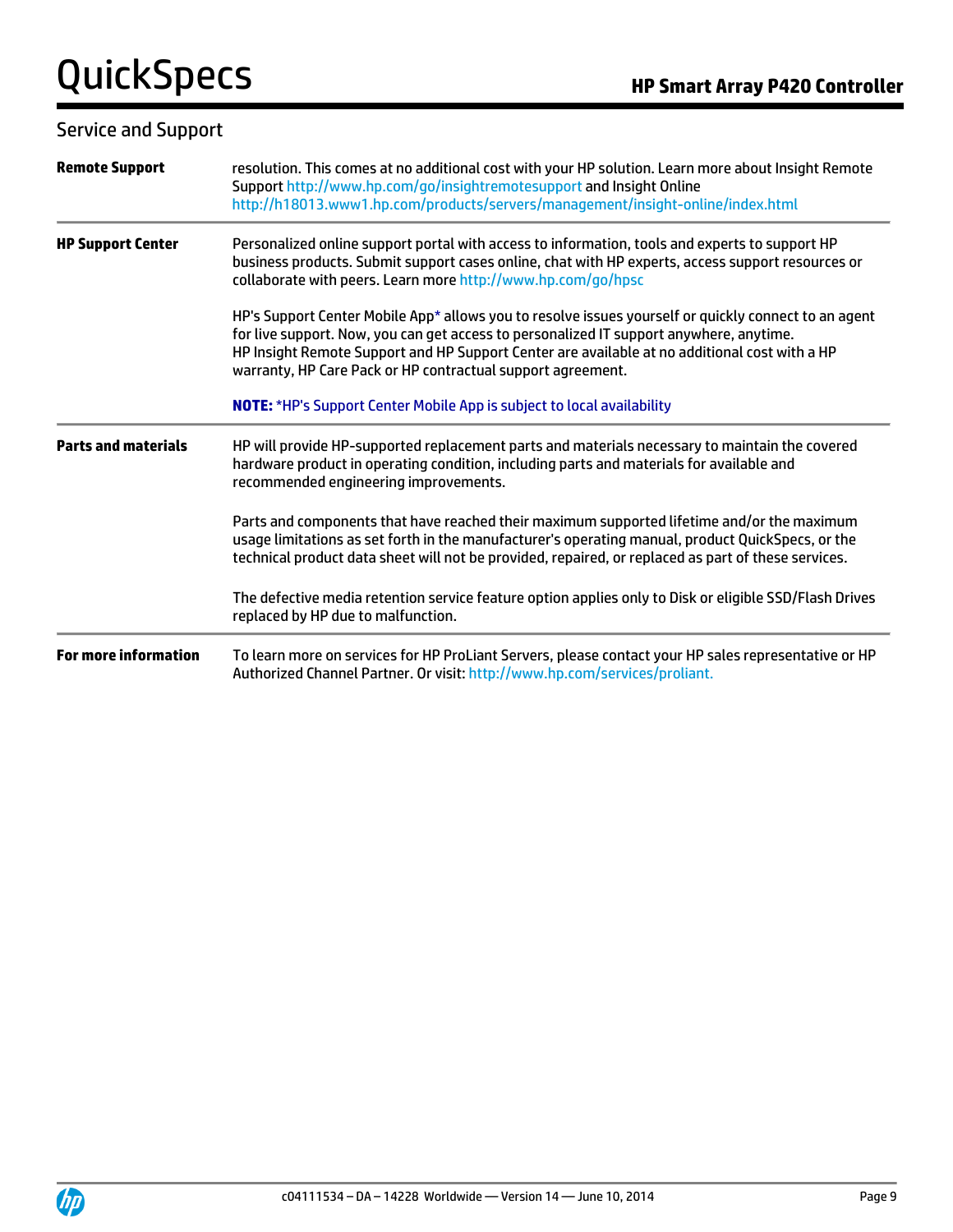## Service and Support

**Remote Support**

resolution. This comes at no additional cost with your HP solution. Learn more about Insight Remote Support http://www.hp.com/go/insightremotesupport and Insight Online http://h18013.www1.hp.com/products/servers/management/insight-online/index.html

**HP Support Center**

Personalized online support portal with access to information, tools and experts to support HP business products. Submit support cases online, chat with HP experts, access support resources or collaborate with peers. Learn more http://www.hp.com/go/hpsc

HP's Support Center Mobile App* allows you to resolve issues yourself or quickly connect to an agent for live support. Now, you can get access to personalized IT support anywhere, anytime.
HP Insight Remote Support and HP Support Center are available at no additional cost with a HP warranty, HP Care Pack or HP contractual support agreement.

**NOTE:** *HP's Support Center Mobile App is subject to local availability

**Parts and materials**

HP will provide HP-supported replacement parts and materials necessary to maintain the covered hardware product in operating condition, including parts and materials for available and recommended engineering improvements.

Parts and components that have reached their maximum supported lifetime and/or the maximum usage limitations as set forth in the manufacturer's operating manual, product QuickSpecs, or the technical product data sheet will not be provided, repaired, or replaced as part of these services.

The defective media retention service feature option applies only to Disk or eligible SSD/Flash Drives replaced by HP due to malfunction.

**For more information**

To learn more on services for HP ProLiant Servers, please contact your HP sales representative or HP Authorized Channel Partner. Or visit: http://www.hp.com/services/proliant.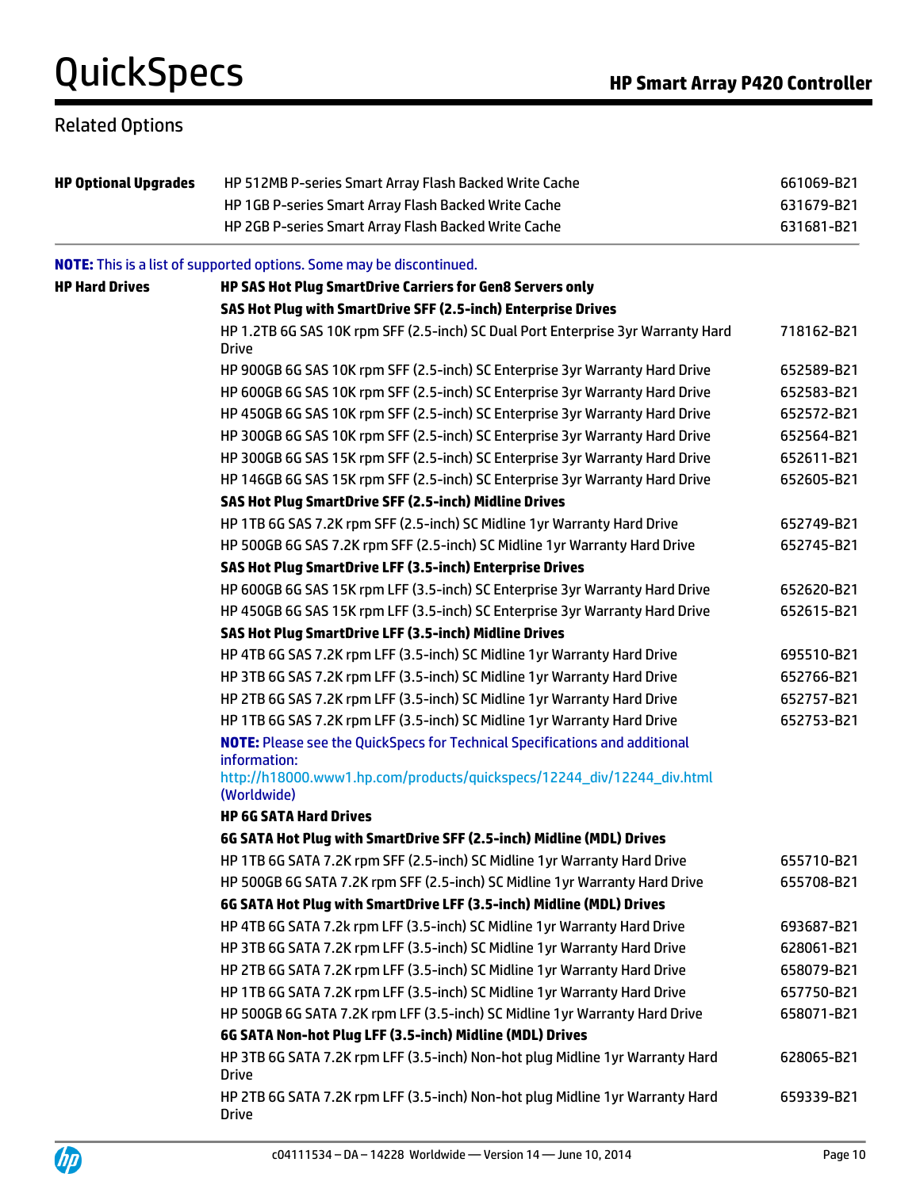## Related Options

| | | |
|---|---|---|
| **HP Optional Upgrades** | HP 512MB P-series Smart Array Flash Backed Write Cache | 661069-B21 |
| | HP 1GB P-series Smart Array Flash Backed Write Cache | 631679-B21 |
| | HP 2GB P-series Smart Array Flash Backed Write Cache | 631681-B21 |

**NOTE:** This is a list of supported options. Some may be discontinued.

| | | |
|---|---|---|
| **HP Hard Drives** | **HP SAS Hot Plug SmartDrive Carriers for Gen8 Servers only** | |
| | **SAS Hot Plug with SmartDrive SFF (2.5-inch) Enterprise Drives** | |
| | HP 1.2TB 6G SAS 10K rpm SFF (2.5-inch) SC Dual Port Enterprise 3yr Warranty Hard Drive | 718162-B21 |
| | HP 900GB 6G SAS 10K rpm SFF (2.5-inch) SC Enterprise 3yr Warranty Hard Drive | 652589-B21 |
| | HP 600GB 6G SAS 10K rpm SFF (2.5-inch) SC Enterprise 3yr Warranty Hard Drive | 652583-B21 |
| | HP 450GB 6G SAS 10K rpm SFF (2.5-inch) SC Enterprise 3yr Warranty Hard Drive | 652572-B21 |
| | HP 300GB 6G SAS 10K rpm SFF (2.5-inch) SC Enterprise 3yr Warranty Hard Drive | 652564-B21 |
| | HP 300GB 6G SAS 15K rpm SFF (2.5-inch) SC Enterprise 3yr Warranty Hard Drive | 652611-B21 |
| | HP 146GB 6G SAS 15K rpm SFF (2.5-inch) SC Enterprise 3yr Warranty Hard Drive | 652605-B21 |
| | **SAS Hot Plug SmartDrive SFF (2.5-inch) Midline Drives** | |
| | HP 1TB 6G SAS 7.2K rpm SFF (2.5-inch) SC Midline 1yr Warranty Hard Drive | 652749-B21 |
| | HP 500GB 6G SAS 7.2K rpm SFF (2.5-inch) SC Midline 1yr Warranty Hard Drive | 652745-B21 |
| | **SAS Hot Plug SmartDrive LFF (3.5-inch) Enterprise Drives** | |
| | HP 600GB 6G SAS 15K rpm LFF (3.5-inch) SC Enterprise 3yr Warranty Hard Drive | 652620-B21 |
| | HP 450GB 6G SAS 15K rpm LFF (3.5-inch) SC Enterprise 3yr Warranty Hard Drive | 652615-B21 |
| | **SAS Hot Plug SmartDrive LFF (3.5-inch) Midline Drives** | |
| | HP 4TB 6G SAS 7.2K rpm LFF (3.5-inch) SC Midline 1yr Warranty Hard Drive | 695510-B21 |
| | HP 3TB 6G SAS 7.2K rpm LFF (3.5-inch) SC Midline 1yr Warranty Hard Drive | 652766-B21 |
| | HP 2TB 6G SAS 7.2K rpm LFF (3.5-inch) SC Midline 1yr Warranty Hard Drive | 652757-B21 |
| | HP 1TB 6G SAS 7.2K rpm LFF (3.5-inch) SC Midline 1yr Warranty Hard Drive | 652753-B21 |
| | **NOTE:** Please see the QuickSpecs for Technical Specifications and additional information: http://h18000.www1.hp.com/products/quickspecs/12244_div/12244_div.html (Worldwide) | |
| | **HP 6G SATA Hard Drives** | |
| | **6G SATA Hot Plug with SmartDrive SFF (2.5-inch) Midline (MDL) Drives** | |
| | HP 1TB 6G SATA 7.2K rpm SFF (2.5-inch) SC Midline 1yr Warranty Hard Drive | 655710-B21 |
| | HP 500GB 6G SATA 7.2K rpm SFF (2.5-inch) SC Midline 1yr Warranty Hard Drive | 655708-B21 |
| | **6G SATA Hot Plug with SmartDrive LFF (3.5-inch) Midline (MDL) Drives** | |
| | HP 4TB 6G SATA 7.2k rpm LFF (3.5-inch) SC Midline 1yr Warranty Hard Drive | 693687-B21 |
| | HP 3TB 6G SATA 7.2K rpm LFF (3.5-inch) SC Midline 1yr Warranty Hard Drive | 628061-B21 |
| | HP 2TB 6G SATA 7.2K rpm LFF (3.5-inch) SC Midline 1yr Warranty Hard Drive | 658079-B21 |
| | HP 1TB 6G SATA 7.2K rpm LFF (3.5-inch) SC Midline 1yr Warranty Hard Drive | 657750-B21 |
| | HP 500GB 6G SATA 7.2K rpm LFF (3.5-inch) SC Midline 1yr Warranty Hard Drive | 658071-B21 |
| | **6G SATA Non-hot Plug LFF (3.5-inch) Midline (MDL) Drives** | |
| | HP 3TB 6G SATA 7.2K rpm LFF (3.5-inch) Non-hot plug Midline 1yr Warranty Hard Drive | 628065-B21 |
| | HP 2TB 6G SATA 7.2K rpm LFF (3.5-inch) Non-hot plug Midline 1yr Warranty Hard Drive | 659339-B21 |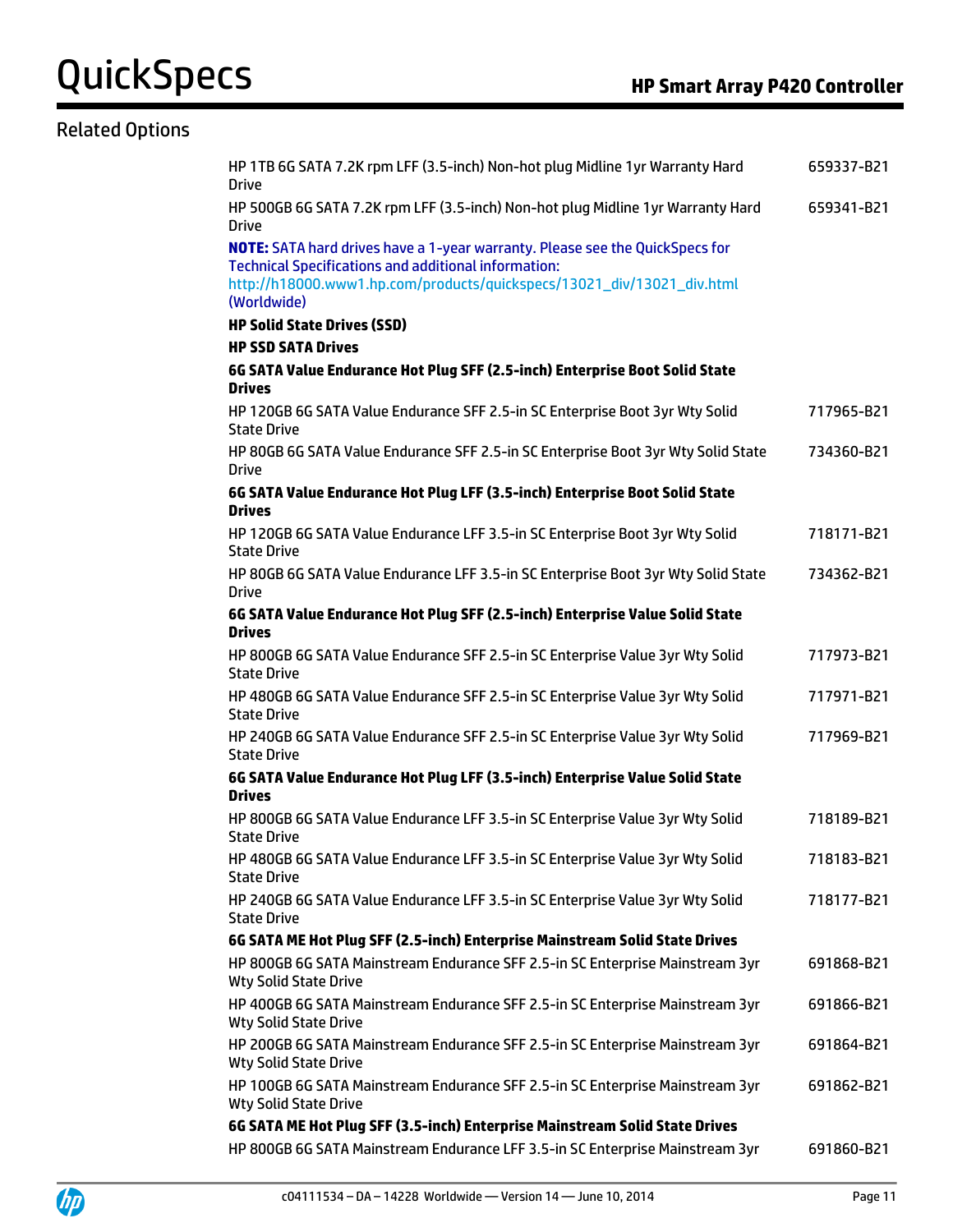## Related Options

| | |
|---|---|
| HP 1TB 6G SATA 7.2K rpm LFF (3.5-inch) Non-hot plug Midline 1yr Warranty Hard Drive | 659337-B21 |
| HP 500GB 6G SATA 7.2K rpm LFF (3.5-inch) Non-hot plug Midline 1yr Warranty Hard Drive | 659341-B21 |

**NOTE:** SATA hard drives have a 1-year warranty. Please see the QuickSpecs for Technical Specifications and additional information: http://h18000.www1.hp.com/products/quickspecs/13021_div/13021_div.html (Worldwide)

**HP Solid State Drives (SSD)**

**HP SSD SATA Drives**

**6G SATA Value Endurance Hot Plug SFF (2.5-inch) Enterprise Boot Solid State Drives**

| | |
|---|---|
| HP 120GB 6G SATA Value Endurance SFF 2.5-in SC Enterprise Boot 3yr Wty Solid State Drive | 717965-B21 |
| HP 80GB 6G SATA Value Endurance SFF 2.5-in SC Enterprise Boot 3yr Wty Solid State Drive | 734360-B21 |

**6G SATA Value Endurance Hot Plug LFF (3.5-inch) Enterprise Boot Solid State Drives**

| | |
|---|---|
| HP 120GB 6G SATA Value Endurance LFF 3.5-in SC Enterprise Boot 3yr Wty Solid State Drive | 718171-B21 |
| HP 80GB 6G SATA Value Endurance LFF 3.5-in SC Enterprise Boot 3yr Wty Solid State Drive | 734362-B21 |

**6G SATA Value Endurance Hot Plug SFF (2.5-inch) Enterprise Value Solid State Drives**

| | |
|---|---|
| HP 800GB 6G SATA Value Endurance SFF 2.5-in SC Enterprise Value 3yr Wty Solid State Drive | 717973-B21 |
| HP 480GB 6G SATA Value Endurance SFF 2.5-in SC Enterprise Value 3yr Wty Solid State Drive | 717971-B21 |
| HP 240GB 6G SATA Value Endurance SFF 2.5-in SC Enterprise Value 3yr Wty Solid State Drive | 717969-B21 |

**6G SATA Value Endurance Hot Plug LFF (3.5-inch) Enterprise Value Solid State Drives**

| | |
|---|---|
| HP 800GB 6G SATA Value Endurance LFF 3.5-in SC Enterprise Value 3yr Wty Solid State Drive | 718189-B21 |
| HP 480GB 6G SATA Value Endurance LFF 3.5-in SC Enterprise Value 3yr Wty Solid State Drive | 718183-B21 |
| HP 240GB 6G SATA Value Endurance LFF 3.5-in SC Enterprise Value 3yr Wty Solid State Drive | 718177-B21 |

**6G SATA ME Hot Plug SFF (2.5-inch) Enterprise Mainstream Solid State Drives**

| | |
|---|---|
| HP 800GB 6G SATA Mainstream Endurance SFF 2.5-in SC Enterprise Mainstream 3yr Wty Solid State Drive | 691868-B21 |
| HP 400GB 6G SATA Mainstream Endurance SFF 2.5-in SC Enterprise Mainstream 3yr Wty Solid State Drive | 691866-B21 |
| HP 200GB 6G SATA Mainstream Endurance SFF 2.5-in SC Enterprise Mainstream 3yr Wty Solid State Drive | 691864-B21 |
| HP 100GB 6G SATA Mainstream Endurance SFF 2.5-in SC Enterprise Mainstream 3yr Wty Solid State Drive | 691862-B21 |

**6G SATA ME Hot Plug SFF (3.5-inch) Enterprise Mainstream Solid State Drives**

| | |
|---|---|
| HP 800GB 6G SATA Mainstream Endurance LFF 3.5-in SC Enterprise Mainstream 3yr | 691860-B21 |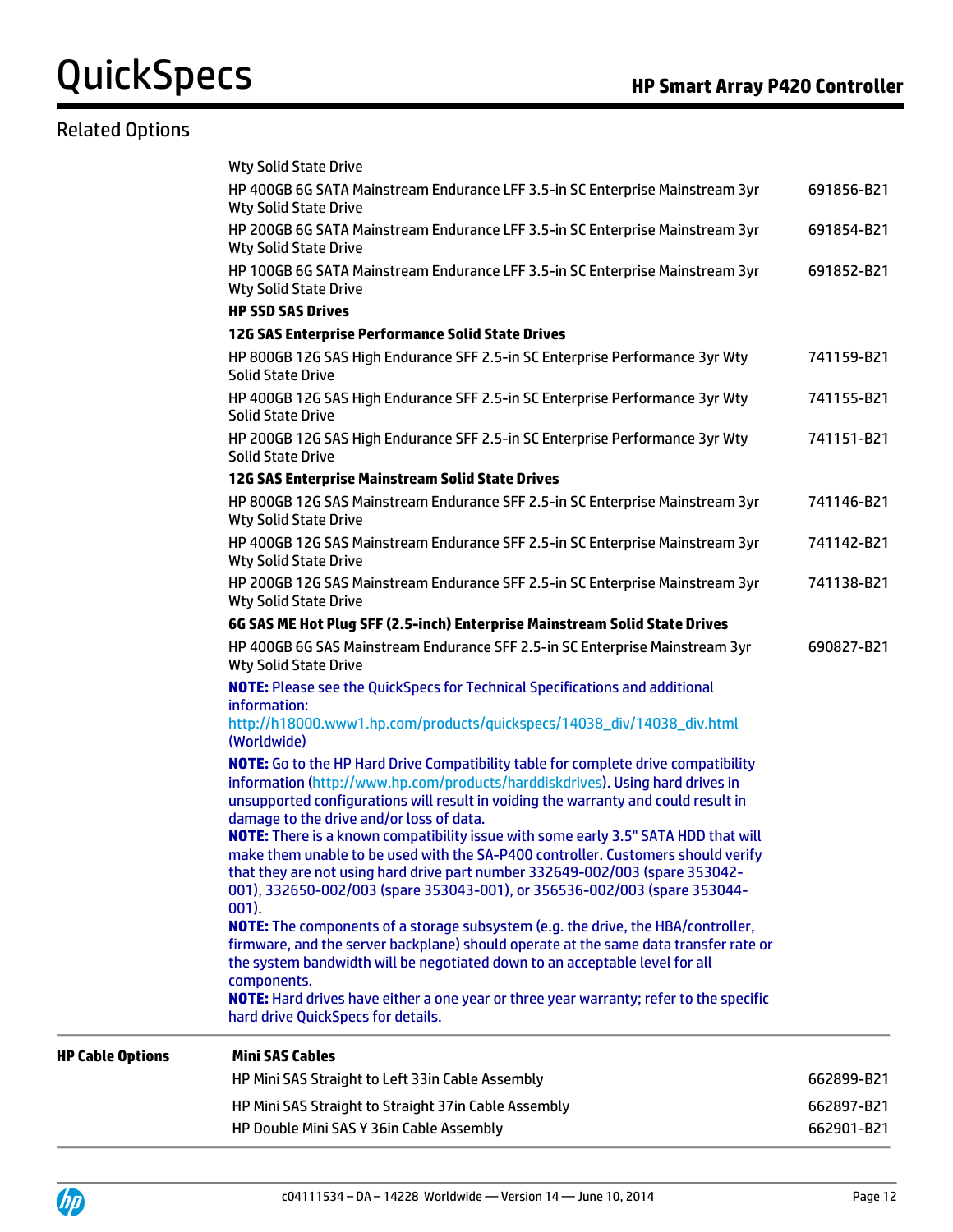## Related Options

| | | |
|---|---|---|
| | Wty Solid State Drive | |
| | HP 400GB 6G SATA Mainstream Endurance LFF 3.5-in SC Enterprise Mainstream 3yr Wty Solid State Drive | 691856-B21 |
| | HP 200GB 6G SATA Mainstream Endurance LFF 3.5-in SC Enterprise Mainstream 3yr Wty Solid State Drive | 691854-B21 |
| | HP 100GB 6G SATA Mainstream Endurance LFF 3.5-in SC Enterprise Mainstream 3yr Wty Solid State Drive | 691852-B21 |
| | **HP SSD SAS Drives** | |
| | **12G SAS Enterprise Performance Solid State Drives** | |
| | HP 800GB 12G SAS High Endurance SFF 2.5-in SC Enterprise Performance 3yr Wty Solid State Drive | 741159-B21 |
| | HP 400GB 12G SAS High Endurance SFF 2.5-in SC Enterprise Performance 3yr Wty Solid State Drive | 741155-B21 |
| | HP 200GB 12G SAS High Endurance SFF 2.5-in SC Enterprise Performance 3yr Wty Solid State Drive | 741151-B21 |
| | **12G SAS Enterprise Mainstream Solid State Drives** | |
| | HP 800GB 12G SAS Mainstream Endurance SFF 2.5-in SC Enterprise Mainstream 3yr Wty Solid State Drive | 741146-B21 |
| | HP 400GB 12G SAS Mainstream Endurance SFF 2.5-in SC Enterprise Mainstream 3yr Wty Solid State Drive | 741142-B21 |
| | HP 200GB 12G SAS Mainstream Endurance SFF 2.5-in SC Enterprise Mainstream 3yr Wty Solid State Drive | 741138-B21 |
| | **6G SAS ME Hot Plug SFF (2.5-inch) Enterprise Mainstream Solid State Drives** | |
| | HP 400GB 6G SAS Mainstream Endurance SFF 2.5-in SC Enterprise Mainstream 3yr Wty Solid State Drive | 690827-B21 |

**NOTE:** Please see the QuickSpecs for Technical Specifications and additional information:
http://h18000.www1.hp.com/products/quickspecs/14038_div/14038_div.html (Worldwide)

**NOTE:** Go to the HP Hard Drive Compatibility table for complete drive compatibility information (http://www.hp.com/products/harddiskdrives). Using hard drives in unsupported configurations will result in voiding the warranty and could result in damage to the drive and/or loss of data.

**NOTE:** There is a known compatibility issue with some early 3.5" SATA HDD that will make them unable to be used with the SA-P400 controller. Customers should verify that they are not using hard drive part number 332649-002/003 (spare 353042-001), 332650-002/003 (spare 353043-001), or 356536-002/003 (spare 353044-001).

**NOTE:** The components of a storage subsystem (e.g. the drive, the HBA/controller, firmware, and the server backplane) should operate at the same data transfer rate or the system bandwidth will be negotiated down to an acceptable level for all components.

**NOTE:** Hard drives have either a one year or three year warranty; refer to the specific hard drive QuickSpecs for details.

| | | |
|---|---|---|
| **HP Cable Options** | **Mini SAS Cables** | |
| | HP Mini SAS Straight to Left 33in Cable Assembly | 662899-B21 |
| | HP Mini SAS Straight to Straight 37in Cable Assembly | 662897-B21 |
| | HP Double Mini SAS Y 36in Cable Assembly | 662901-B21 |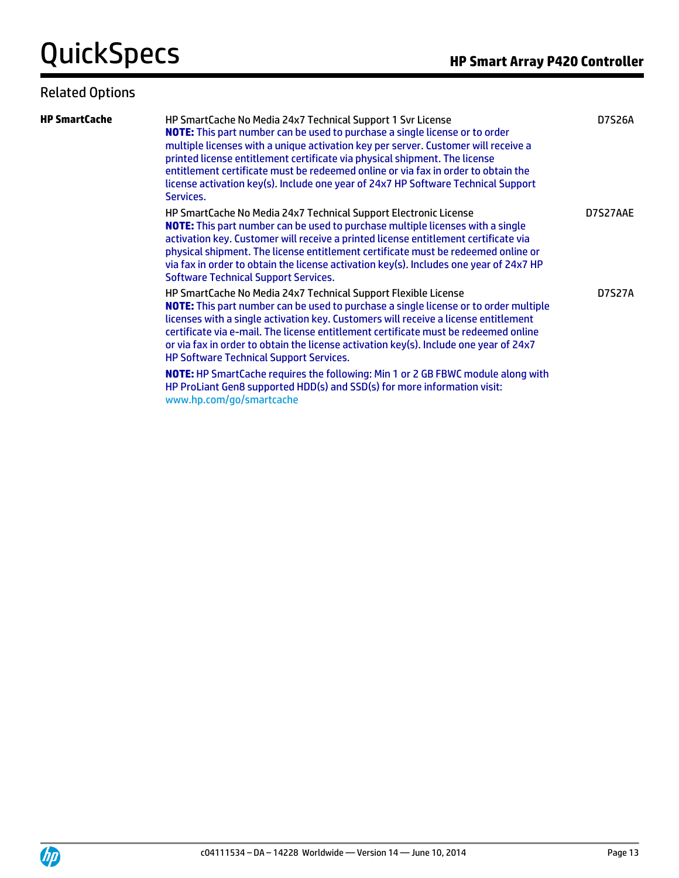## Related Options

| | | |
|---|---|---|
| **HP SmartCache** | HP SmartCache No Media 24x7 Technical Support 1 Svr License<br>**NOTE:** This part number can be used to purchase a single license or to order multiple licenses with a unique activation key per server. Customer will receive a printed license entitlement certificate via physical shipment. The license entitlement certificate must be redeemed online or via fax in order to obtain the license activation key(s). Include one year of 24x7 HP Software Technical Support Services. | D7S26A |
| | HP SmartCache No Media 24x7 Technical Support Electronic License<br>**NOTE:** This part number can be used to purchase multiple licenses with a single activation key. Customer will receive a printed license entitlement certificate via physical shipment. The license entitlement certificate must be redeemed online or via fax in order to obtain the license activation key(s). Includes one year of 24x7 HP Software Technical Support Services. | D7S27AAE |
| | HP SmartCache No Media 24x7 Technical Support Flexible License<br>**NOTE:** This part number can be used to purchase a single license or to order multiple licenses with a single activation key. Customers will receive a license entitlement certificate via e-mail. The license entitlement certificate must be redeemed online or via fax in order to obtain the license activation key(s). Include one year of 24x7 HP Software Technical Support Services. | D7S27A |
| | **NOTE:** HP SmartCache requires the following: Min 1 or 2 GB FBWC module along with HP ProLiant Gen8 supported HDD(s) and SSD(s) for more information visit: www.hp.com/go/smartcache | |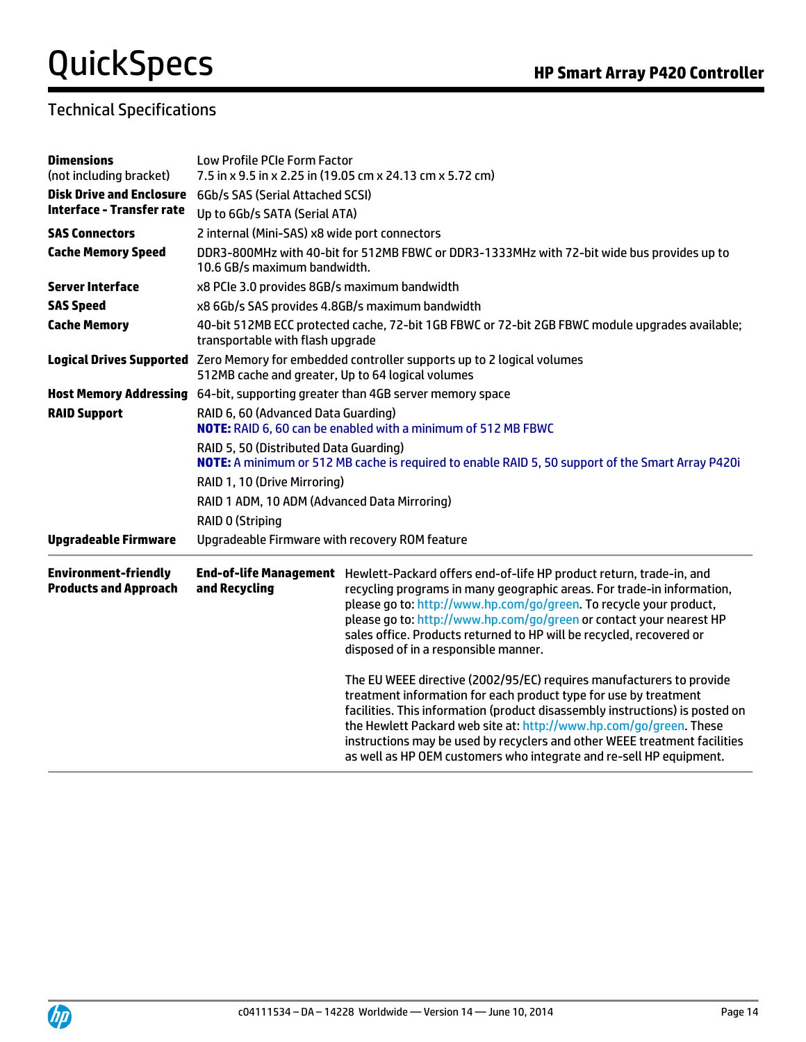## Technical Specifications

| | |
|---|---|
| **Dimensions** (not including bracket) | Low Profile PCIe Form Factor<br>7.5 in x 9.5 in x 2.25 in (19.05 cm x 24.13 cm x 5.72 cm) |
| **Disk Drive and Enclosure Interface - Transfer rate** | 6Gb/s SAS (Serial Attached SCSI)<br>Up to 6Gb/s SATA (Serial ATA) |
| **SAS Connectors** | 2 internal (Mini-SAS) x8 wide port connectors |
| **Cache Memory Speed** | DDR3-800MHz with 40-bit for 512MB FBWC or DDR3-1333MHz with 72-bit wide bus provides up to 10.6 GB/s maximum bandwidth. |
| **Server Interface** | x8 PCIe 3.0 provides 8GB/s maximum bandwidth |
| **SAS Speed** | x8 6Gb/s SAS provides 4.8GB/s maximum bandwidth |
| **Cache Memory** | 40-bit 512MB ECC protected cache, 72-bit 1GB FBWC or 72-bit 2GB FBWC module upgrades available; transportable with flash upgrade |
| **Logical Drives Supported** | Zero Memory for embedded controller supports up to 2 logical volumes<br>512MB cache and greater, Up to 64 logical volumes |
| **Host Memory Addressing** | 64-bit, supporting greater than 4GB server memory space |
| **RAID Support** | RAID 6, 60 (Advanced Data Guarding)<br>**NOTE:** RAID 6, 60 can be enabled with a minimum of 512 MB FBWC<br>RAID 5, 50 (Distributed Data Guarding)<br>**NOTE:** A minimum or 512 MB cache is required to enable RAID 5, 50 support of the Smart Array P420i<br>RAID 1, 10 (Drive Mirroring)<br>RAID 1 ADM, 10 ADM (Advanced Data Mirroring)<br>RAID 0 (Striping |
| **Upgradeable Firmware** | Upgradeable Firmware with recovery ROM feature |

| | | |
|---|---|---|
| **Environment-friendly Products and Approach** | **End-of-life Management and Recycling** | Hewlett-Packard offers end-of-life HP product return, trade-in, and recycling programs in many geographic areas. For trade-in information, please go to: http://www.hp.com/go/green. To recycle your product, please go to: http://www.hp.com/go/green or contact your nearest HP sales office. Products returned to HP will be recycled, recovered or disposed of in a responsible manner.<br><br>The EU WEEE directive (2002/95/EC) requires manufacturers to provide treatment information for each product type for use by treatment facilities. This information (product disassembly instructions) is posted on the Hewlett Packard web site at: http://www.hp.com/go/green. These instructions may be used by recyclers and other WEEE treatment facilities as well as HP OEM customers who integrate and re-sell HP equipment. |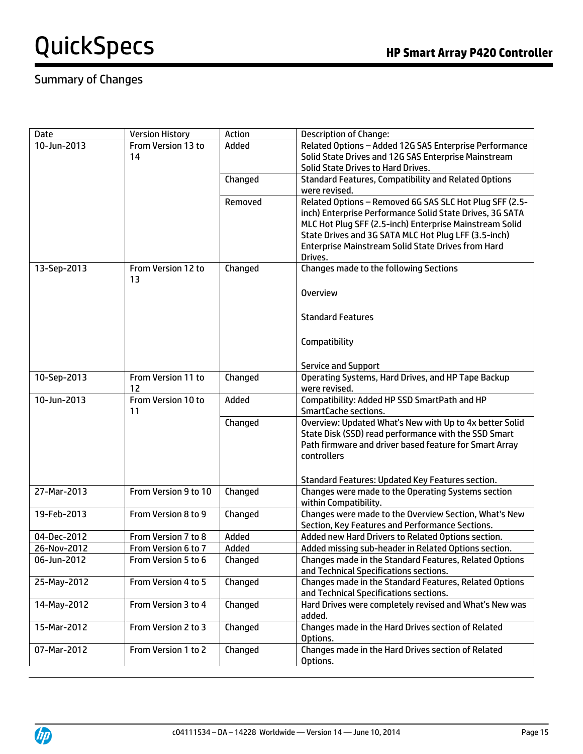## Summary of Changes

| Date | Version History | Action | Description of Change: |
|---|---|---|---|
| 10-Jun-2013 | From Version 13 to 14 | Added | Related Options – Added 12G SAS Enterprise Performance Solid State Drives and 12G SAS Enterprise Mainstream Solid State Drives to Hard Drives. |
| | | Changed | Standard Features, Compatibility and Related Options were revised. |
| | | Removed | Related Options – Removed 6G SAS SLC Hot Plug SFF (2.5-inch) Enterprise Performance Solid State Drives, 3G SATA MLC Hot Plug SFF (2.5-inch) Enterprise Mainstream Solid State Drives and 3G SATA MLC Hot Plug LFF (3.5-inch) Enterprise Mainstream Solid State Drives from Hard Drives. |
| 13-Sep-2013 | From Version 12 to 13 | Changed | Changes made to the following Sections<br><br>Overview<br><br>Standard Features<br><br>Compatibility<br><br>Service and Support |
| 10-Sep-2013 | From Version 11 to 12 | Changed | Operating Systems, Hard Drives, and HP Tape Backup were revised. |
| 10-Jun-2013 | From Version 10 to 11 | Added | Compatibility: Added HP SSD SmartPath and HP SmartCache sections. |
| | | Changed | Overview: Updated What's New with Up to 4x better Solid State Disk (SSD) read performance with the SSD Smart Path firmware and driver based feature for Smart Array controllers<br><br>Standard Features: Updated Key Features section. |
| 27-Mar-2013 | From Version 9 to 10 | Changed | Changes were made to the Operating Systems section within Compatibility. |
| 19-Feb-2013 | From Version 8 to 9 | Changed | Changes were made to the Overview Section, What's New Section, Key Features and Performance Sections. |
| 04-Dec-2012 | From Version 7 to 8 | Added | Added new Hard Drivers to Related Options section. |
| 26-Nov-2012 | From Version 6 to 7 | Added | Added missing sub-header in Related Options section. |
| 06-Jun-2012 | From Version 5 to 6 | Changed | Changes made in the Standard Features, Related Options and Technical Specifications sections. |
| 25-May-2012 | From Version 4 to 5 | Changed | Changes made in the Standard Features, Related Options and Technical Specifications sections. |
| 14-May-2012 | From Version 3 to 4 | Changed | Hard Drives were completely revised and What's New was added. |
| 15-Mar-2012 | From Version 2 to 3 | Changed | Changes made in the Hard Drives section of Related Options. |
| 07-Mar-2012 | From Version 1 to 2 | Changed | Changes made in the Hard Drives section of Related Options. |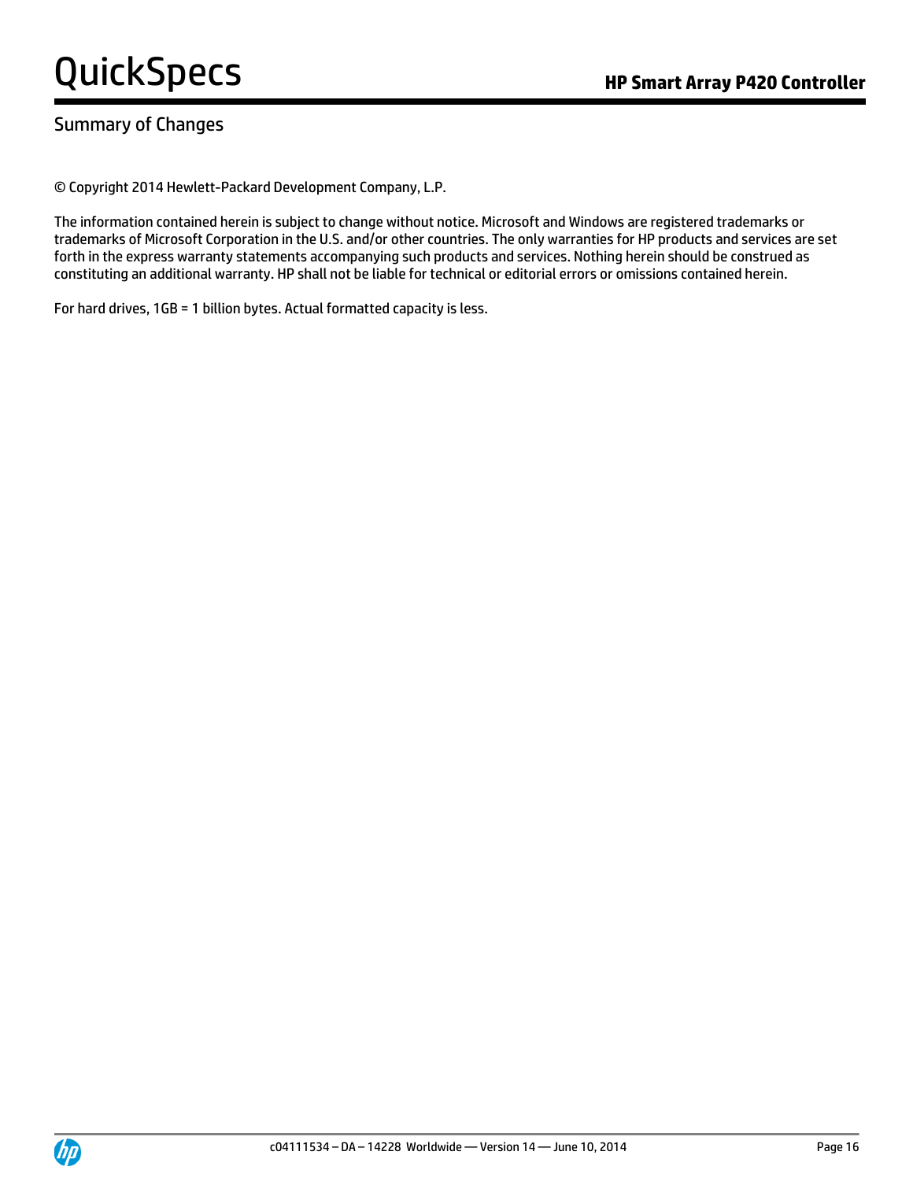## Summary of Changes

© Copyright 2014 Hewlett-Packard Development Company, L.P.

The information contained herein is subject to change without notice. Microsoft and Windows are registered trademarks or trademarks of Microsoft Corporation in the U.S. and/or other countries. The only warranties for HP products and services are set forth in the express warranty statements accompanying such products and services. Nothing herein should be construed as constituting an additional warranty. HP shall not be liable for technical or editorial errors or omissions contained herein.

For hard drives, 1GB = 1 billion bytes. Actual formatted capacity is less.

c04111534 – DA – 14228 Worldwide — Version 14 — June 10, 2014